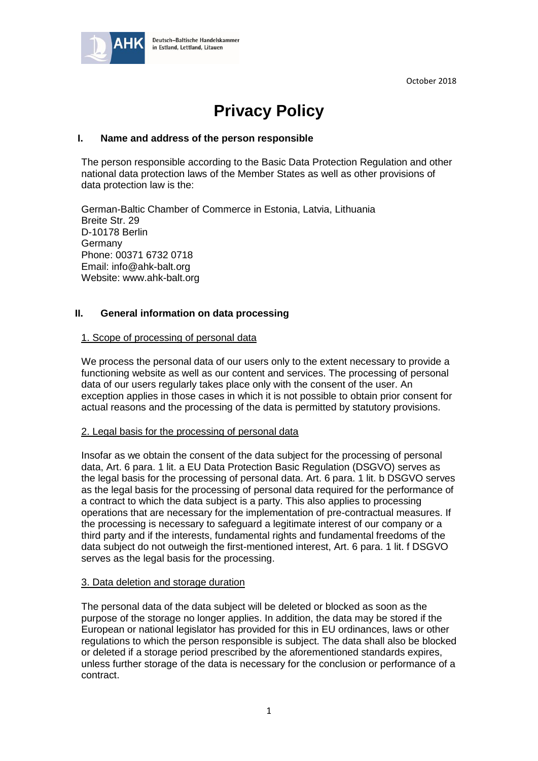October 2018

# Privacy Policy

## I. Name and address of the person responsible

The person responsible according to the Basic Data Protection Regulation and other national data protection laws of the Member States as well as other provisions of data protection law is the:

German-Baltic Chamber of Commerce in Estonia, Latvia, Lithuania
Breite Str. 29
D-10178 Berlin
Germany
Phone: 00371 6732 0718
Email: info@ahk-balt.org
Website: www.ahk-balt.org

## II. General information on data processing

### 1. Scope of processing of personal data

We process the personal data of our users only to the extent necessary to provide a functioning website as well as our content and services. The processing of personal data of our users regularly takes place only with the consent of the user. An exception applies in those cases in which it is not possible to obtain prior consent for actual reasons and the processing of the data is permitted by statutory provisions.

### 2. Legal basis for the processing of personal data

Insofar as we obtain the consent of the data subject for the processing of personal data, Art. 6 para. 1 lit. a EU Data Protection Basic Regulation (DSGVO) serves as the legal basis for the processing of personal data. Art. 6 para. 1 lit. b DSGVO serves as the legal basis for the processing of personal data required for the performance of a contract to which the data subject is a party. This also applies to processing operations that are necessary for the implementation of pre-contractual measures. If the processing is necessary to safeguard a legitimate interest of our company or a third party and if the interests, fundamental rights and fundamental freedoms of the data subject do not outweigh the first-mentioned interest, Art. 6 para. 1 lit. f DSGVO serves as the legal basis for the processing.

### 3. Data deletion and storage duration

The personal data of the data subject will be deleted or blocked as soon as the purpose of the storage no longer applies. In addition, the data may be stored if the European or national legislator has provided for this in EU ordinances, laws or other regulations to which the person responsible is subject. The data shall also be blocked or deleted if a storage period prescribed by the aforementioned standards expires, unless further storage of the data is necessary for the conclusion or performance of a contract.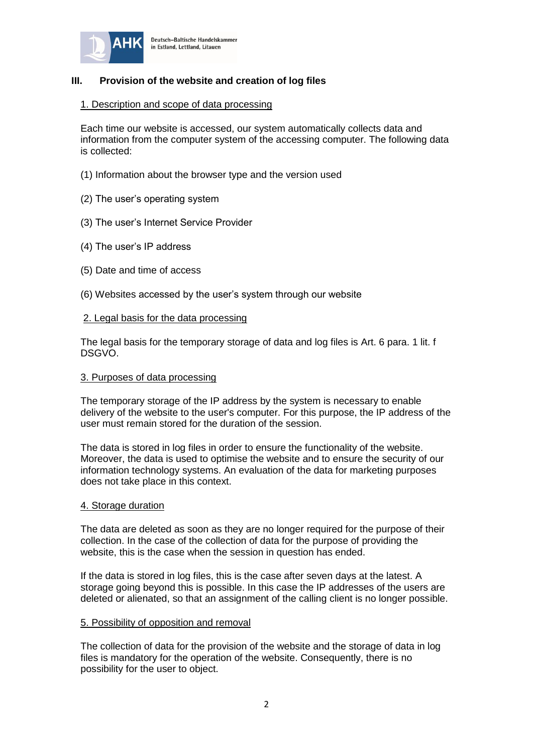## III. Provision of the website and creation of log files

### 1. Description and scope of data processing

Each time our website is accessed, our system automatically collects data and information from the computer system of the accessing computer. The following data is collected:

(1) Information about the browser type and the version used

(2) The user's operating system

(3) The user's Internet Service Provider

(4) The user's IP address

(5) Date and time of access

(6) Websites accessed by the user's system through our website

### 2. Legal basis for the data processing

The legal basis for the temporary storage of data and log files is Art. 6 para. 1 lit. f DSGVO.

### 3. Purposes of data processing

The temporary storage of the IP address by the system is necessary to enable delivery of the website to the user's computer. For this purpose, the IP address of the user must remain stored for the duration of the session.

The data is stored in log files in order to ensure the functionality of the website. Moreover, the data is used to optimise the website and to ensure the security of our information technology systems. An evaluation of the data for marketing purposes does not take place in this context.

### 4. Storage duration

The data are deleted as soon as they are no longer required for the purpose of their collection. In the case of the collection of data for the purpose of providing the website, this is the case when the session in question has ended.

If the data is stored in log files, this is the case after seven days at the latest. A storage going beyond this is possible. In this case the IP addresses of the users are deleted or alienated, so that an assignment of the calling client is no longer possible.

### 5. Possibility of opposition and removal

The collection of data for the provision of the website and the storage of data in log files is mandatory for the operation of the website. Consequently, there is no possibility for the user to object.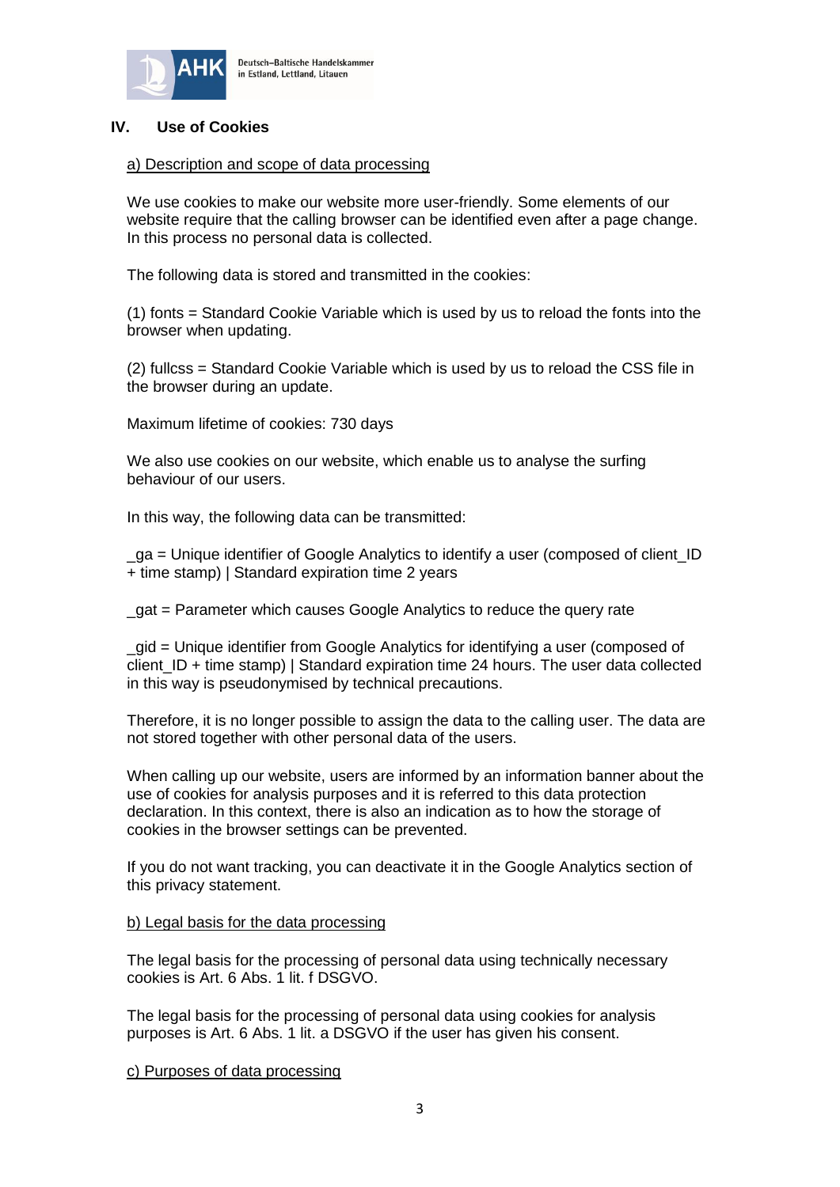## IV. Use of Cookies

a) Description and scope of data processing

We use cookies to make our website more user-friendly. Some elements of our website require that the calling browser can be identified even after a page change. In this process no personal data is collected.

The following data is stored and transmitted in the cookies:

(1) fonts = Standard Cookie Variable which is used by us to reload the fonts into the browser when updating.

(2) fullcss = Standard Cookie Variable which is used by us to reload the CSS file in the browser during an update.

Maximum lifetime of cookies: 730 days

We also use cookies on our website, which enable us to analyse the surfing behaviour of our users.

In this way, the following data can be transmitted:

_ga = Unique identifier of Google Analytics to identify a user (composed of client_ID + time stamp) | Standard expiration time 2 years

_gat = Parameter which causes Google Analytics to reduce the query rate

_gid = Unique identifier from Google Analytics for identifying a user (composed of client_ID + time stamp) | Standard expiration time 24 hours. The user data collected in this way is pseudonymised by technical precautions.

Therefore, it is no longer possible to assign the data to the calling user. The data are not stored together with other personal data of the users.

When calling up our website, users are informed by an information banner about the use of cookies for analysis purposes and it is referred to this data protection declaration. In this context, there is also an indication as to how the storage of cookies in the browser settings can be prevented.

If you do not want tracking, you can deactivate it in the Google Analytics section of this privacy statement.

b) Legal basis for the data processing

The legal basis for the processing of personal data using technically necessary cookies is Art. 6 Abs. 1 lit. f DSGVO.

The legal basis for the processing of personal data using cookies for analysis purposes is Art. 6 Abs. 1 lit. a DSGVO if the user has given his consent.

c) Purposes of data processing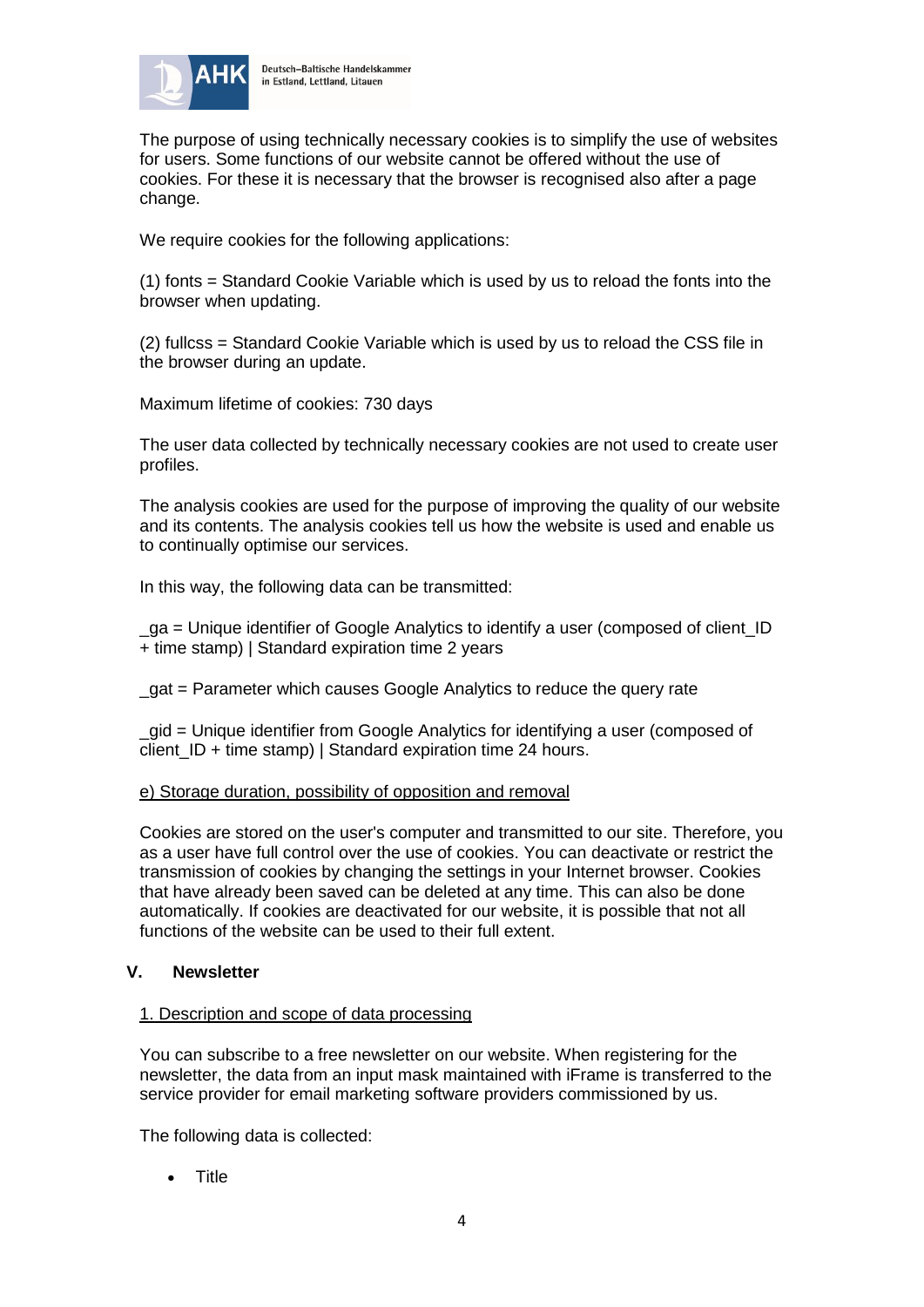The purpose of using technically necessary cookies is to simplify the use of websites for users. Some functions of our website cannot be offered without the use of cookies. For these it is necessary that the browser is recognised also after a page change.

We require cookies for the following applications:

(1) fonts = Standard Cookie Variable which is used by us to reload the fonts into the browser when updating.

(2) fullcss = Standard Cookie Variable which is used by us to reload the CSS file in the browser during an update.

Maximum lifetime of cookies: 730 days

The user data collected by technically necessary cookies are not used to create user profiles.

The analysis cookies are used for the purpose of improving the quality of our website and its contents. The analysis cookies tell us how the website is used and enable us to continually optimise our services.

In this way, the following data can be transmitted:

_ga = Unique identifier of Google Analytics to identify a user (composed of client_ID + time stamp) | Standard expiration time 2 years

_gat = Parameter which causes Google Analytics to reduce the query rate

_gid = Unique identifier from Google Analytics for identifying a user (composed of client_ID + time stamp) | Standard expiration time 24 hours.

e) Storage duration, possibility of opposition and removal

Cookies are stored on the user's computer and transmitted to our site. Therefore, you as a user have full control over the use of cookies. You can deactivate or restrict the transmission of cookies by changing the settings in your Internet browser. Cookies that have already been saved can be deleted at any time. This can also be done automatically. If cookies are deactivated for our website, it is possible that not all functions of the website can be used to their full extent.

## V. Newsletter

1. Description and scope of data processing

You can subscribe to a free newsletter on our website. When registering for the newsletter, the data from an input mask maintained with iFrame is transferred to the service provider for email marketing software providers commissioned by us.

The following data is collected:

- Title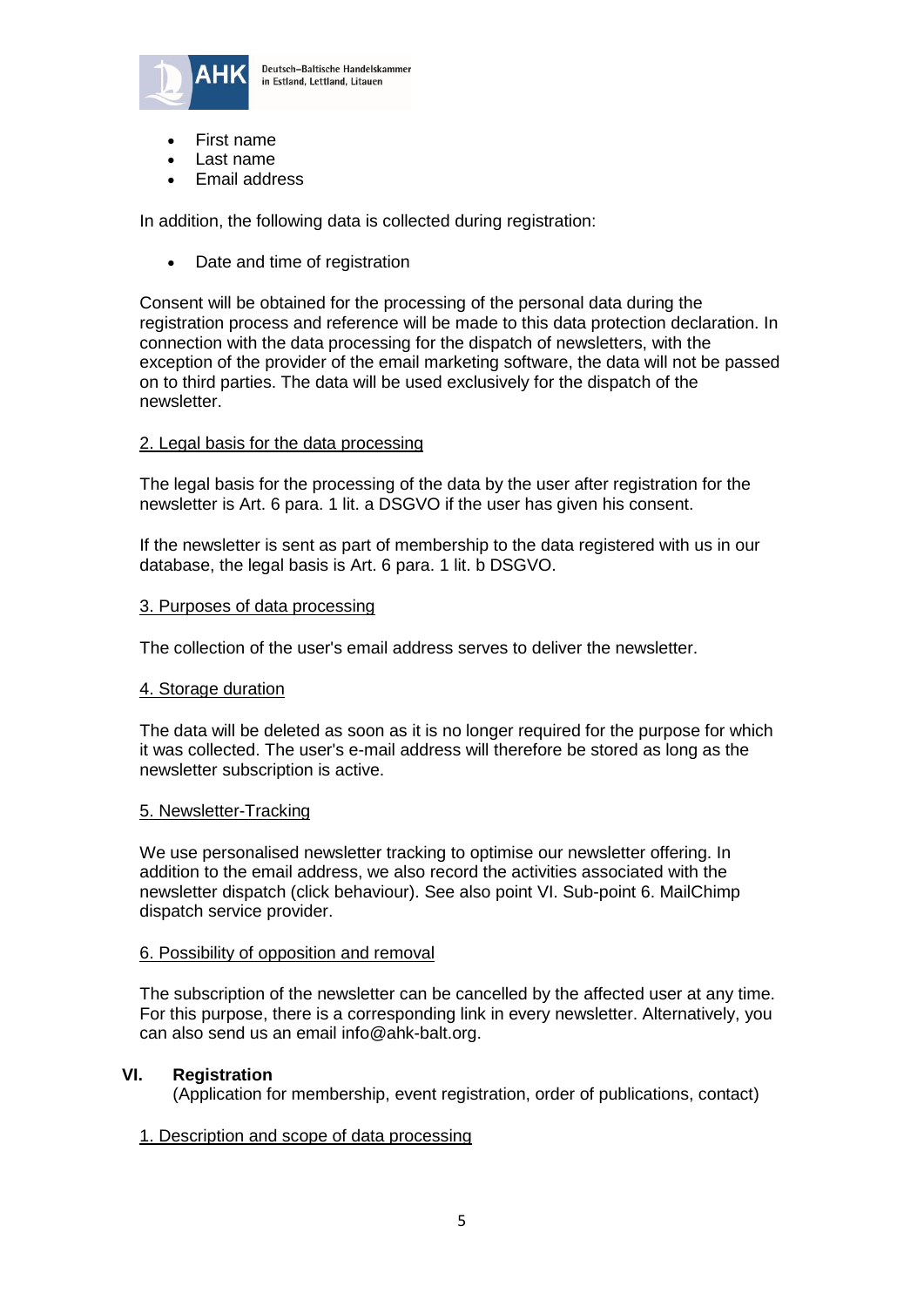- First name
- Last name
- Email address

In addition, the following data is collected during registration:

- Date and time of registration

Consent will be obtained for the processing of the personal data during the registration process and reference will be made to this data protection declaration. In connection with the data processing for the dispatch of newsletters, with the exception of the provider of the email marketing software, the data will not be passed on to third parties. The data will be used exclusively for the dispatch of the newsletter.

2. Legal basis for the data processing

The legal basis for the processing of the data by the user after registration for the newsletter is Art. 6 para. 1 lit. a DSGVO if the user has given his consent.

If the newsletter is sent as part of membership to the data registered with us in our database, the legal basis is Art. 6 para. 1 lit. b DSGVO.

3. Purposes of data processing

The collection of the user's email address serves to deliver the newsletter.

4. Storage duration

The data will be deleted as soon as it is no longer required for the purpose for which it was collected. The user's e-mail address will therefore be stored as long as the newsletter subscription is active.

5. Newsletter-Tracking

We use personalised newsletter tracking to optimise our newsletter offering. In addition to the email address, we also record the activities associated with the newsletter dispatch (click behaviour). See also point VI. Sub-point 6. MailChimp dispatch service provider.

6. Possibility of opposition and removal

The subscription of the newsletter can be cancelled by the affected user at any time. For this purpose, there is a corresponding link in every newsletter. Alternatively, you can also send us an email info@ahk-balt.org.

## VI. Registration

(Application for membership, event registration, order of publications, contact)

1. Description and scope of data processing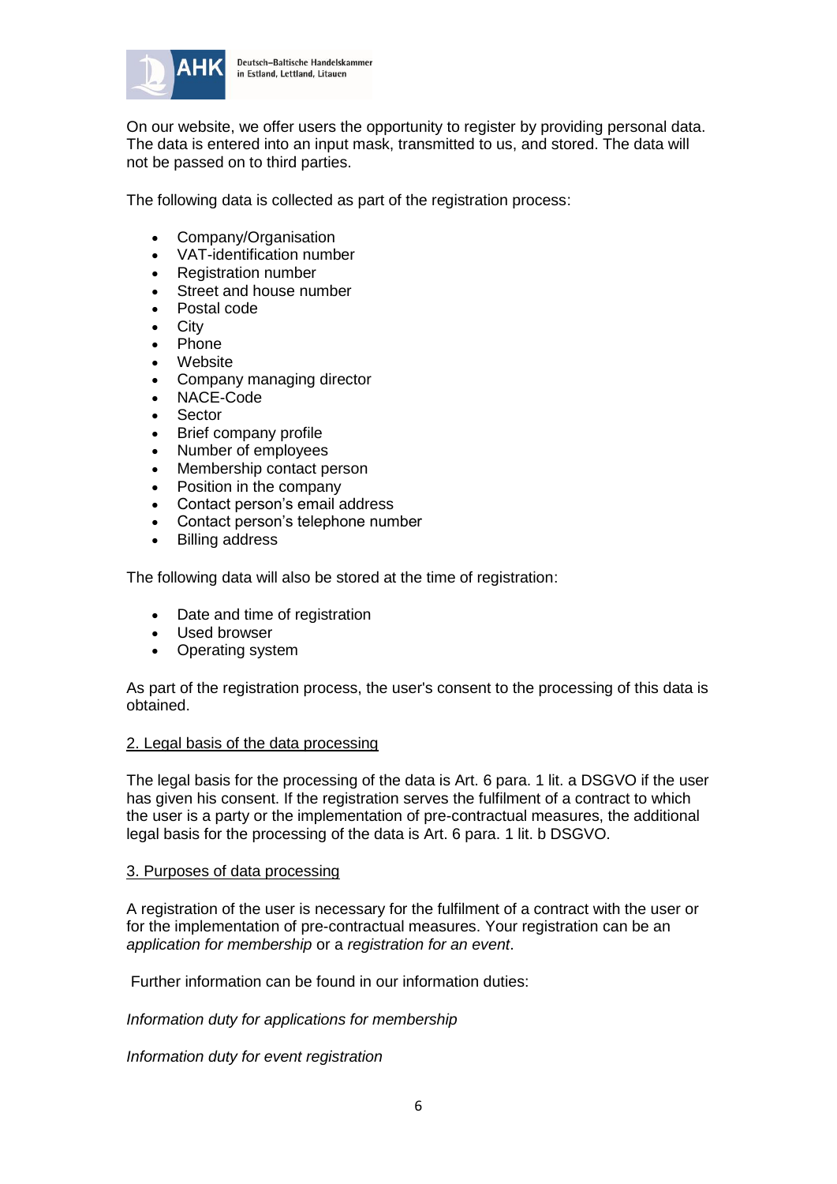On our website, we offer users the opportunity to register by providing personal data. The data is entered into an input mask, transmitted to us, and stored. The data will not be passed on to third parties.

The following data is collected as part of the registration process:

- Company/Organisation
- VAT-identification number
- Registration number
- Street and house number
- Postal code
- City
- Phone
- Website
- Company managing director
- NACE-Code
- Sector
- Brief company profile
- Number of employees
- Membership contact person
- Position in the company
- Contact person's email address
- Contact person's telephone number
- Billing address

The following data will also be stored at the time of registration:

- Date and time of registration
- Used browser
- Operating system

As part of the registration process, the user's consent to the processing of this data is obtained.

## 2. Legal basis of the data processing

The legal basis for the processing of the data is Art. 6 para. 1 lit. a DSGVO if the user has given his consent. If the registration serves the fulfilment of a contract to which the user is a party or the implementation of pre-contractual measures, the additional legal basis for the processing of the data is Art. 6 para. 1 lit. b DSGVO.

## 3. Purposes of data processing

A registration of the user is necessary for the fulfilment of a contract with the user or for the implementation of pre-contractual measures. Your registration can be an *application for membership* or a *registration for an event*.

Further information can be found in our information duties:

*Information duty for applications for membership*

*Information duty for event registration*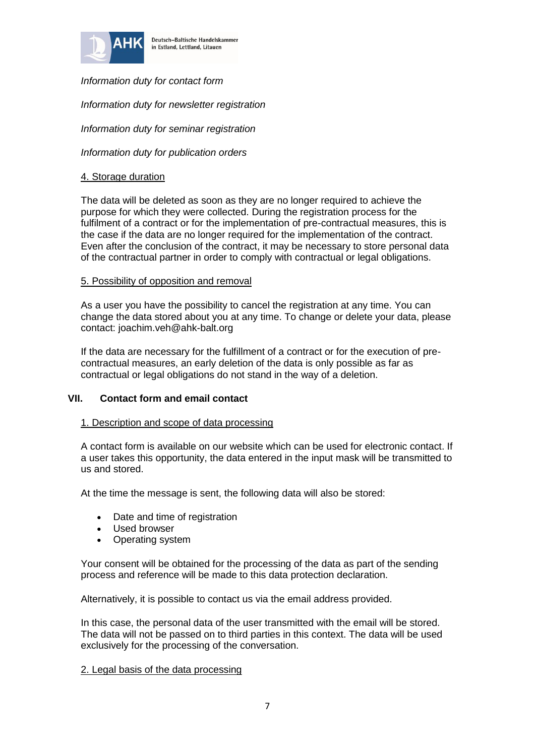*Information duty for contact form*

*Information duty for newsletter registration*

*Information duty for seminar registration*

*Information duty for publication orders*

#### 4. Storage duration

The data will be deleted as soon as they are no longer required to achieve the purpose for which they were collected. During the registration process for the fulfilment of a contract or for the implementation of pre-contractual measures, this is the case if the data are no longer required for the implementation of the contract. Even after the conclusion of the contract, it may be necessary to store personal data of the contractual partner in order to comply with contractual or legal obligations.

#### 5. Possibility of opposition and removal

As a user you have the possibility to cancel the registration at any time. You can change the data stored about you at any time. To change or delete your data, please contact: joachim.veh@ahk-balt.org

If the data are necessary for the fulfillment of a contract or for the execution of pre-contractual measures, an early deletion of the data is only possible as far as contractual or legal obligations do not stand in the way of a deletion.

## VII. Contact form and email contact

#### 1. Description and scope of data processing

A contact form is available on our website which can be used for electronic contact. If a user takes this opportunity, the data entered in the input mask will be transmitted to us and stored.

At the time the message is sent, the following data will also be stored:

- Date and time of registration
- Used browser
- Operating system

Your consent will be obtained for the processing of the data as part of the sending process and reference will be made to this data protection declaration.

Alternatively, it is possible to contact us via the email address provided.

In this case, the personal data of the user transmitted with the email will be stored. The data will not be passed on to third parties in this context. The data will be used exclusively for the processing of the conversation.

#### 2. Legal basis of the data processing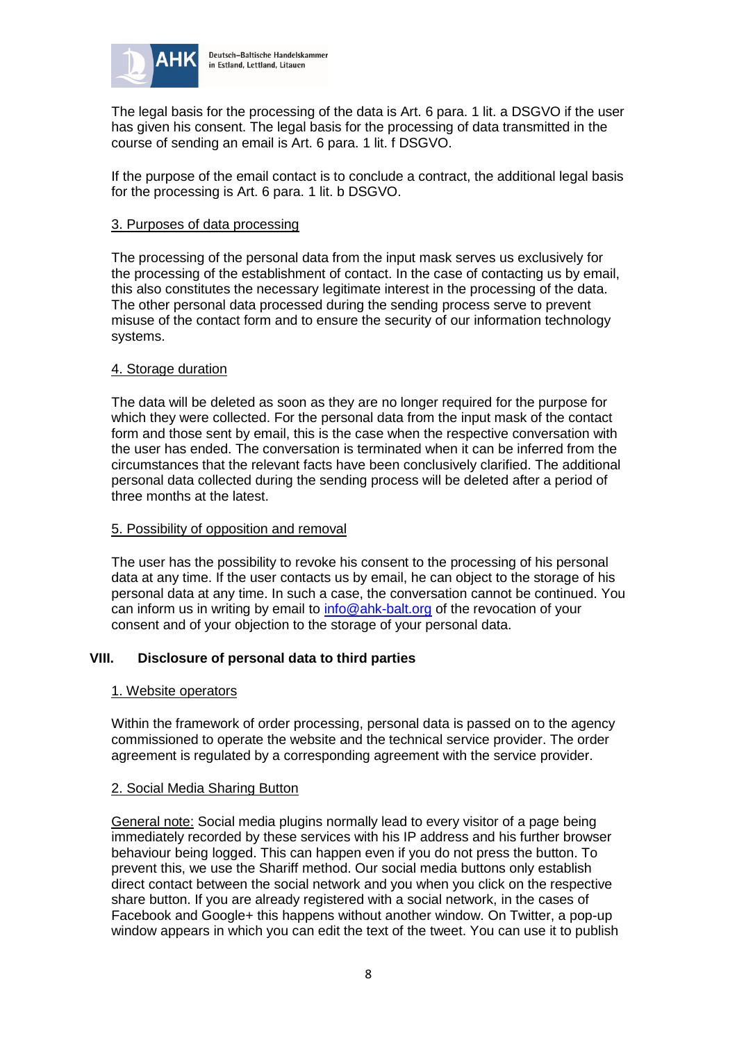The legal basis for the processing of the data is Art. 6 para. 1 lit. a DSGVO if the user has given his consent. The legal basis for the processing of data transmitted in the course of sending an email is Art. 6 para. 1 lit. f DSGVO.

If the purpose of the email contact is to conclude a contract, the additional legal basis for the processing is Art. 6 para. 1 lit. b DSGVO.

3. Purposes of data processing

The processing of the personal data from the input mask serves us exclusively for the processing of the establishment of contact. In the case of contacting us by email, this also constitutes the necessary legitimate interest in the processing of the data. The other personal data processed during the sending process serve to prevent misuse of the contact form and to ensure the security of our information technology systems.

4. Storage duration

The data will be deleted as soon as they are no longer required for the purpose for which they were collected. For the personal data from the input mask of the contact form and those sent by email, this is the case when the respective conversation with the user has ended. The conversation is terminated when it can be inferred from the circumstances that the relevant facts have been conclusively clarified. The additional personal data collected during the sending process will be deleted after a period of three months at the latest.

5. Possibility of opposition and removal

The user has the possibility to revoke his consent to the processing of his personal data at any time. If the user contacts us by email, he can object to the storage of his personal data at any time. In such a case, the conversation cannot be continued. You can inform us in writing by email to info@ahk-balt.org of the revocation of your consent and of your objection to the storage of your personal data.

## VIII. Disclosure of personal data to third parties

1. Website operators

Within the framework of order processing, personal data is passed on to the agency commissioned to operate the website and the technical service provider. The order agreement is regulated by a corresponding agreement with the service provider.

2. Social Media Sharing Button

General note: Social media plugins normally lead to every visitor of a page being immediately recorded by these services with his IP address and his further browser behaviour being logged. This can happen even if you do not press the button. To prevent this, we use the Shariff method. Our social media buttons only establish direct contact between the social network and you when you click on the respective share button. If you are already registered with a social network, in the cases of Facebook and Google+ this happens without another window. On Twitter, a pop-up window appears in which you can edit the text of the tweet. You can use it to publish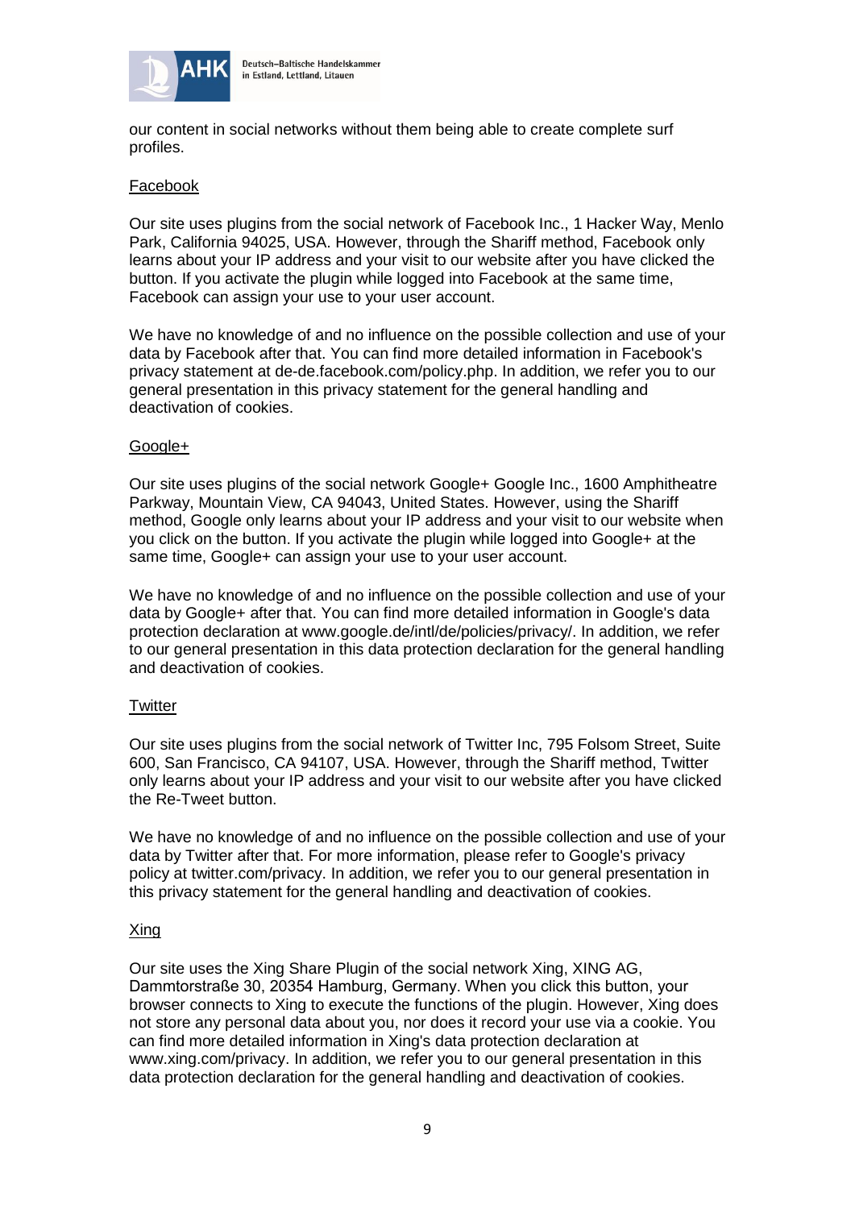our content in social networks without them being able to create complete surf profiles.

### Facebook

Our site uses plugins from the social network of Facebook Inc., 1 Hacker Way, Menlo Park, California 94025, USA. However, through the Shariff method, Facebook only learns about your IP address and your visit to our website after you have clicked the button. If you activate the plugin while logged into Facebook at the same time, Facebook can assign your use to your user account.

We have no knowledge of and no influence on the possible collection and use of your data by Facebook after that. You can find more detailed information in Facebook's privacy statement at de-de.facebook.com/policy.php. In addition, we refer you to our general presentation in this privacy statement for the general handling and deactivation of cookies.

### Google+

Our site uses plugins of the social network Google+ Google Inc., 1600 Amphitheatre Parkway, Mountain View, CA 94043, United States. However, using the Shariff method, Google only learns about your IP address and your visit to our website when you click on the button. If you activate the plugin while logged into Google+ at the same time, Google+ can assign your use to your user account.

We have no knowledge of and no influence on the possible collection and use of your data by Google+ after that. You can find more detailed information in Google's data protection declaration at www.google.de/intl/de/policies/privacy/. In addition, we refer to our general presentation in this data protection declaration for the general handling and deactivation of cookies.

### Twitter

Our site uses plugins from the social network of Twitter Inc, 795 Folsom Street, Suite 600, San Francisco, CA 94107, USA. However, through the Shariff method, Twitter only learns about your IP address and your visit to our website after you have clicked the Re-Tweet button.

We have no knowledge of and no influence on the possible collection and use of your data by Twitter after that. For more information, please refer to Google's privacy policy at twitter.com/privacy. In addition, we refer you to our general presentation in this privacy statement for the general handling and deactivation of cookies.

### Xing

Our site uses the Xing Share Plugin of the social network Xing, XING AG, Dammtorstraße 30, 20354 Hamburg, Germany. When you click this button, your browser connects to Xing to execute the functions of the plugin. However, Xing does not store any personal data about you, nor does it record your use via a cookie. You can find more detailed information in Xing's data protection declaration at www.xing.com/privacy. In addition, we refer you to our general presentation in this data protection declaration for the general handling and deactivation of cookies.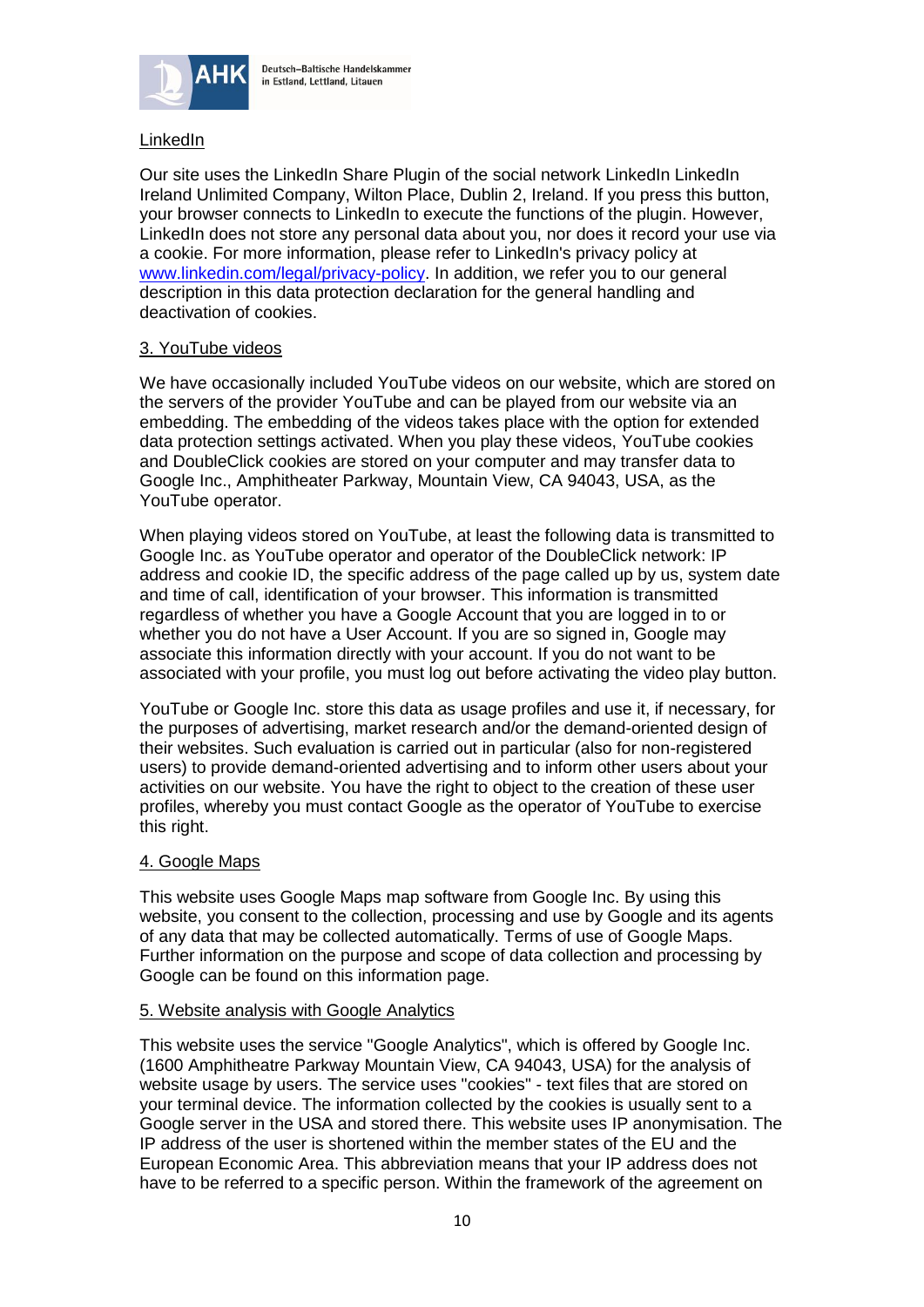LinkedIn

Our site uses the LinkedIn Share Plugin of the social network LinkedIn LinkedIn Ireland Unlimited Company, Wilton Place, Dublin 2, Ireland. If you press this button, your browser connects to LinkedIn to execute the functions of the plugin. However, LinkedIn does not store any personal data about you, nor does it record your use via a cookie. For more information, please refer to LinkedIn's privacy policy at www.linkedin.com/legal/privacy-policy. In addition, we refer you to our general description in this data protection declaration for the general handling and deactivation of cookies.

3. YouTube videos

We have occasionally included YouTube videos on our website, which are stored on the servers of the provider YouTube and can be played from our website via an embedding. The embedding of the videos takes place with the option for extended data protection settings activated. When you play these videos, YouTube cookies and DoubleClick cookies are stored on your computer and may transfer data to Google Inc., Amphitheater Parkway, Mountain View, CA 94043, USA, as the YouTube operator.

When playing videos stored on YouTube, at least the following data is transmitted to Google Inc. as YouTube operator and operator of the DoubleClick network: IP address and cookie ID, the specific address of the page called up by us, system date and time of call, identification of your browser. This information is transmitted regardless of whether you have a Google Account that you are logged in to or whether you do not have a User Account. If you are so signed in, Google may associate this information directly with your account. If you do not want to be associated with your profile, you must log out before activating the video play button.

YouTube or Google Inc. store this data as usage profiles and use it, if necessary, for the purposes of advertising, market research and/or the demand-oriented design of their websites. Such evaluation is carried out in particular (also for non-registered users) to provide demand-oriented advertising and to inform other users about your activities on our website. You have the right to object to the creation of these user profiles, whereby you must contact Google as the operator of YouTube to exercise this right.

4. Google Maps

This website uses Google Maps map software from Google Inc. By using this website, you consent to the collection, processing and use by Google and its agents of any data that may be collected automatically. Terms of use of Google Maps. Further information on the purpose and scope of data collection and processing by Google can be found on this information page.

5. Website analysis with Google Analytics

This website uses the service "Google Analytics", which is offered by Google Inc. (1600 Amphitheatre Parkway Mountain View, CA 94043, USA) for the analysis of website usage by users. The service uses "cookies" - text files that are stored on your terminal device. The information collected by the cookies is usually sent to a Google server in the USA and stored there. This website uses IP anonymisation. The IP address of the user is shortened within the member states of the EU and the European Economic Area. This abbreviation means that your IP address does not have to be referred to a specific person. Within the framework of the agreement on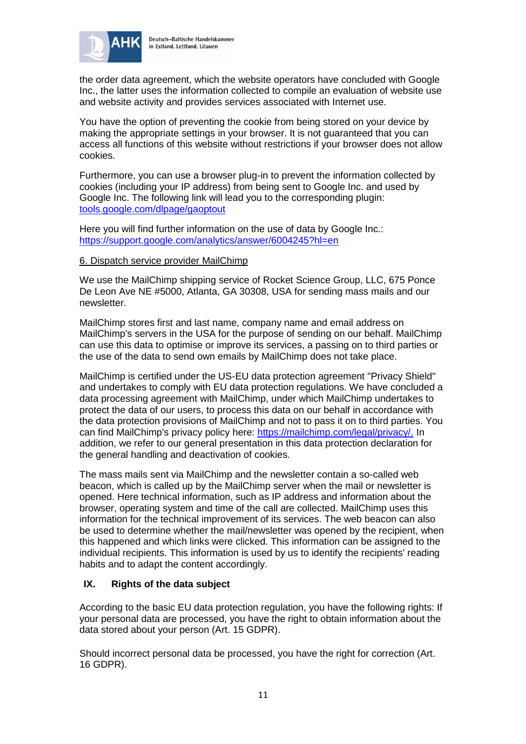the order data agreement, which the website operators have concluded with Google Inc., the latter uses the information collected to compile an evaluation of website use and website activity and provides services associated with Internet use.

You have the option of preventing the cookie from being stored on your device by making the appropriate settings in your browser. It is not guaranteed that you can access all functions of this website without restrictions if your browser does not allow cookies.

Furthermore, you can use a browser plug-in to prevent the information collected by cookies (including your IP address) from being sent to Google Inc. and used by Google Inc. The following link will lead you to the corresponding plugin: [tools.google.com/dlpage/gaoptout](tools.google.com/dlpage/gaoptout)

Here you will find further information on the use of data by Google Inc.: [https://support.google.com/analytics/answer/6004245?hl=en](https://support.google.com/analytics/answer/6004245?hl=en)

6. Dispatch service provider MailChimp

We use the MailChimp shipping service of Rocket Science Group, LLC, 675 Ponce De Leon Ave NE #5000, Atlanta, GA 30308, USA for sending mass mails and our newsletter.

MailChimp stores first and last name, company name and email address on MailChimp's servers in the USA for the purpose of sending on our behalf. MailChimp can use this data to optimise or improve its services, a passing on to third parties or the use of the data to send own emails by MailChimp does not take place.

MailChimp is certified under the US-EU data protection agreement "Privacy Shield" and undertakes to comply with EU data protection regulations. We have concluded a data processing agreement with MailChimp, under which MailChimp undertakes to protect the data of our users, to process this data on our behalf in accordance with the data protection provisions of MailChimp and not to pass it on to third parties. You can find MailChimp's privacy policy here: [https://mailchimp.com/legal/privacy/.](https://mailchimp.com/legal/privacy/) In addition, we refer to our general presentation in this data protection declaration for the general handling and deactivation of cookies.

The mass mails sent via MailChimp and the newsletter contain a so-called web beacon, which is called up by the MailChimp server when the mail or newsletter is opened. Here technical information, such as IP address and information about the browser, operating system and time of the call are collected. MailChimp uses this information for the technical improvement of its services. The web beacon can also be used to determine whether the mail/newsletter was opened by the recipient, when this happened and which links were clicked. This information can be assigned to the individual recipients. This information is used by us to identify the recipients' reading habits and to adapt the content accordingly.

## IX. Rights of the data subject

According to the basic EU data protection regulation, you have the following rights: If your personal data are processed, you have the right to obtain information about the data stored about your person (Art. 15 GDPR).

Should incorrect personal data be processed, you have the right for correction (Art. 16 GDPR).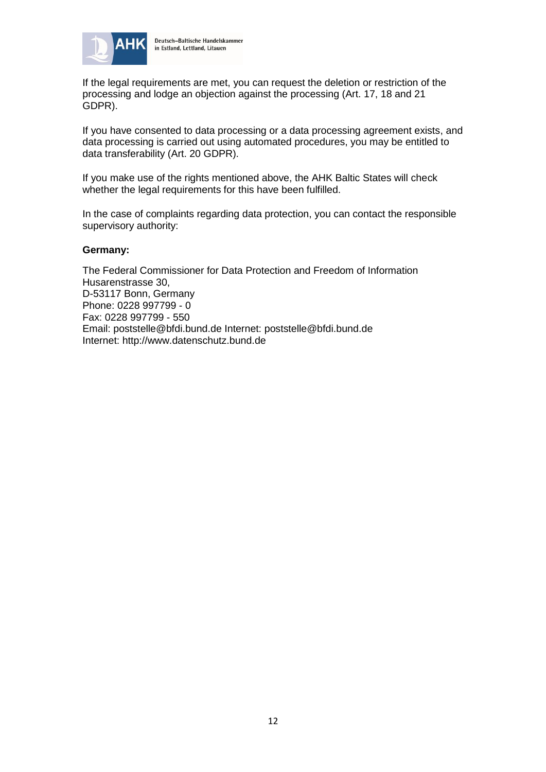If the legal requirements are met, you can request the deletion or restriction of the processing and lodge an objection against the processing (Art. 17, 18 and 21 GDPR).

If you have consented to data processing or a data processing agreement exists, and data processing is carried out using automated procedures, you may be entitled to data transferability (Art. 20 GDPR).

If you make use of the rights mentioned above, the AHK Baltic States will check whether the legal requirements for this have been fulfilled.

In the case of complaints regarding data protection, you can contact the responsible supervisory authority:

**Germany:**

The Federal Commissioner for Data Protection and Freedom of Information
Husarenstrasse 30,
D-53117 Bonn, Germany
Phone: 0228 997799 - 0
Fax: 0228 997799 - 550
Email: poststelle@bfdi.bund.de Internet: poststelle@bfdi.bund.de
Internet: http://www.datenschutz.bund.de